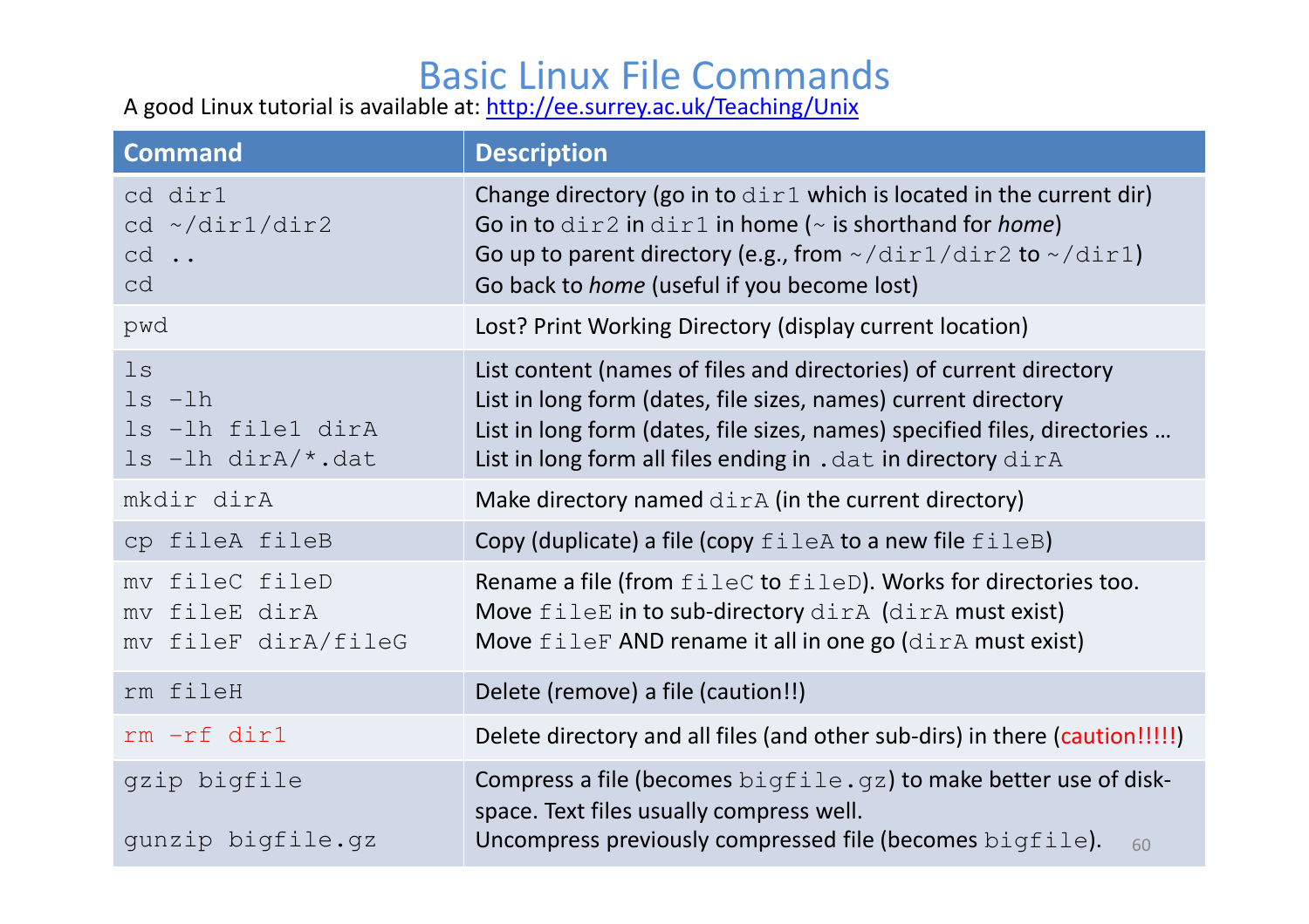# Basic Linux File Commands

A good Linux tutorial is available at: [http://ee.surrey.ac.uk/Teaching/Unix](http://ee.surrey.ac.uk/Teaching/Unix)

| Command | Description |
|---|---|
| `cd dir1`<br>`cd ~/dir1/dir2`<br>`cd ..`<br>`cd` | Change directory (go in to `dir1` which is located in the current dir)<br>Go in to `dir2` in `dir1` in home (`~` is shorthand for *home*)<br>Go up to parent directory (e.g., from `~/dir1/dir2` to `~/dir1`)<br>Go back to *home* (useful if you become lost) |
| `pwd` | Lost? Print Working Directory (display current location) |
| `ls`<br>`ls -lh`<br>`ls -lh file1 dirA`<br>`ls -lh dirA/*.dat` | List content (names of files and directories) of current directory<br>List in long form (dates, file sizes, names) current directory<br>List in long form (dates, file sizes, names) specified files, directories …<br>List in long form all files ending in `.dat` in directory `dirA` |
| `mkdir dirA` | Make directory named `dirA` (in the current directory) |
| `cp fileA fileB` | Copy (duplicate) a file (copy `fileA` to a new file `fileB`) |
| `mv fileC fileD`<br>`mv fileE dirA`<br>`mv fileF dirA/fileG` | Rename a file (from `fileC` to `fileD`). Works for directories too.<br>Move `fileE` in to sub-directory `dirA` (`dirA` must exist)<br>Move `fileF` AND rename it all in one go (`dirA` must exist) |
| `rm fileH` | Delete (remove) a file (caution!!) |
| `rm -rf dir1` | Delete directory and all files (and other sub-dirs) in there (caution!!!!!) |
| `gzip bigfile`<br><br>`gunzip bigfile.gz` | Compress a file (becomes `bigfile.gz`) to make better use of disk-space. Text files usually compress well.<br>Uncompress previously compressed file (becomes `bigfile`). |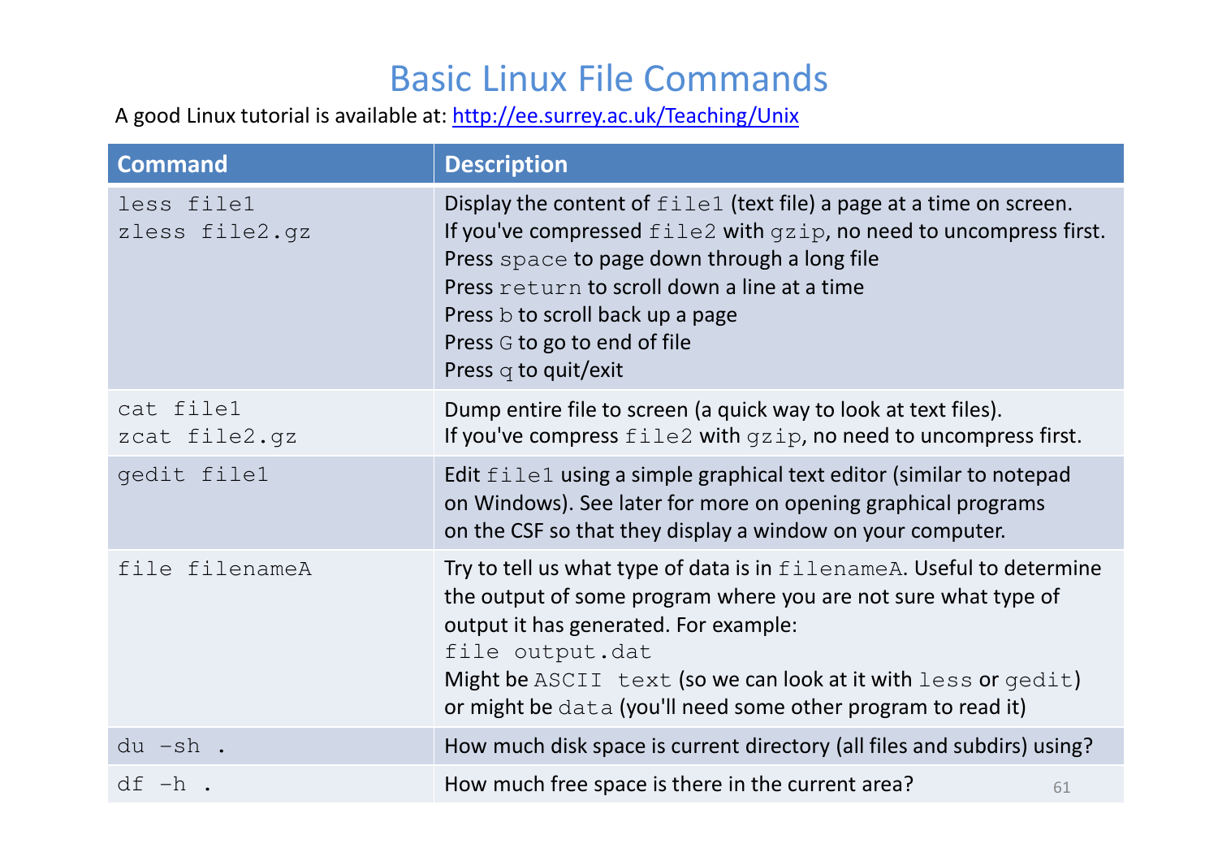# Basic Linux File Commands

A good Linux tutorial is available at: [http://ee.surrey.ac.uk/Teaching/Unix](http://ee.surrey.ac.uk/Teaching/Unix)

| Command | Description |
|---|---|
| `less file1`<br>`zless file2.gz` | Display the content of `file1` (text file) a page at a time on screen.<br>If you've compressed `file2` with `gzip`, no need to uncompress first.<br>Press `space` to page down through a long file<br>Press `return` to scroll down a line at a time<br>Press `b` to scroll back up a page<br>Press `G` to go to end of file<br>Press `q` to quit/exit |
| `cat file1`<br>`zcat file2.gz` | Dump entire file to screen (a quick way to look at text files).<br>If you've compress `file2` with `gzip`, no need to uncompress first. |
| `gedit file1` | Edit `file1` using a simple graphical text editor (similar to notepad on Windows). See later for more on opening graphical programs on the CSF so that they display a window on your computer. |
| `file filenameA` | Try to tell us what type of data is in `filenameA`. Useful to determine the output of some program where you are not sure what type of output it has generated. For example:<br>`file output.dat`<br>Might be `ASCII text` (so we can look at it with `less` or `gedit`) or might be `data` (you'll need some other program to read it) |
| `du -sh .` | How much disk space is current directory (all files and subdirs) using? |
| `df -h .` | How much free space is there in the current area? |